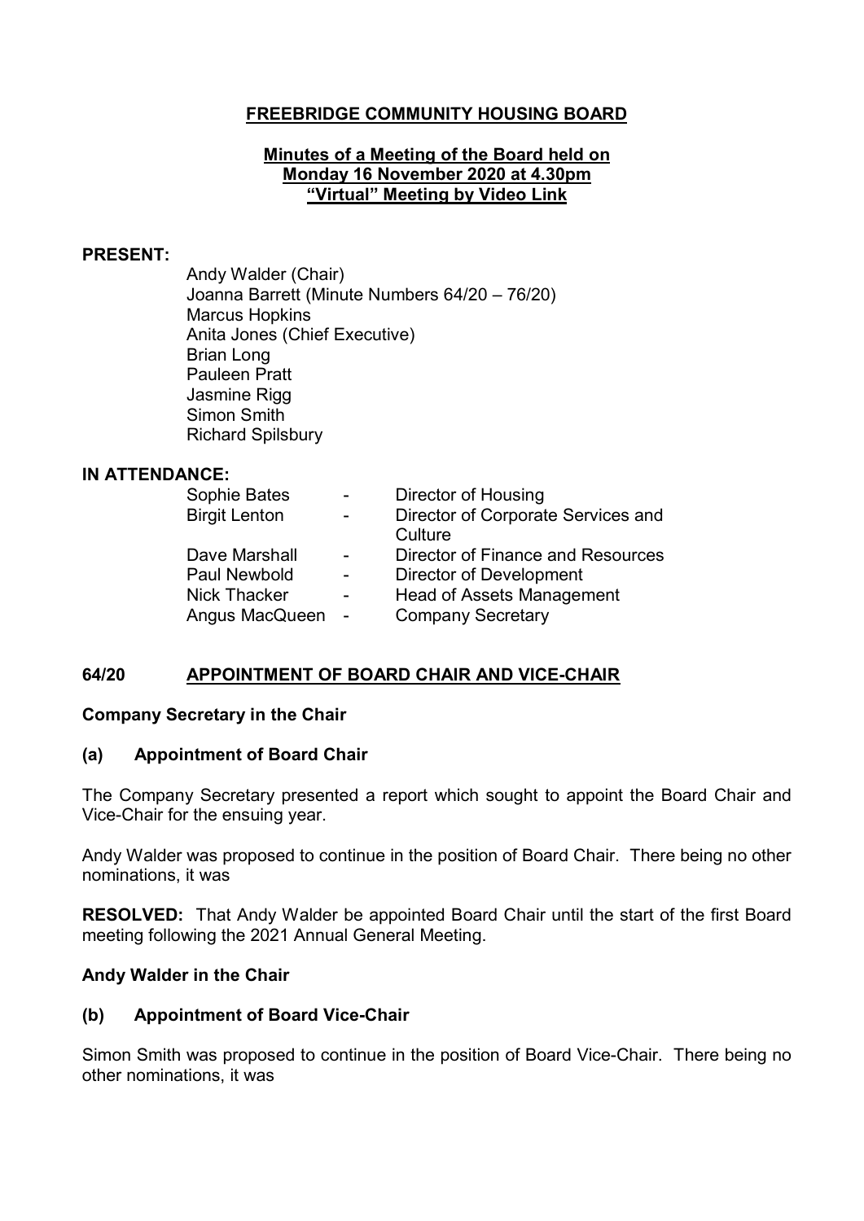# FREEBRIDGE COMMUNITY HOUSING BOARD

## Minutes of a Meeting of the Board held on Monday 16 November 2020 at 4.30pm "Virtual" Meeting by Video Link

**PRESENT:**

Andy Walder (Chair)
Joanna Barrett (Minute Numbers 64/20 – 76/20)
Marcus Hopkins
Anita Jones (Chief Executive)
Brian Long
Pauleen Pratt
Jasmine Rigg
Simon Smith
Richard Spilsbury

**IN ATTENDANCE:**

| | | |
|---|---|---|
| Sophie Bates | - | Director of Housing |
| Birgit Lenton | - | Director of Corporate Services and Culture |
| Dave Marshall | - | Director of Finance and Resources |
| Paul Newbold | - | Director of Development |
| Nick Thacker | - | Head of Assets Management |
| Angus MacQueen | - | Company Secretary |

## 64/20 APPOINTMENT OF BOARD CHAIR AND VICE-CHAIR

**Company Secretary in the Chair**

### (a) Appointment of Board Chair

The Company Secretary presented a report which sought to appoint the Board Chair and Vice-Chair for the ensuing year.

Andy Walder was proposed to continue in the position of Board Chair. There being no other nominations, it was

**RESOLVED:** That Andy Walder be appointed Board Chair until the start of the first Board meeting following the 2021 Annual General Meeting.

**Andy Walder in the Chair**

### (b) Appointment of Board Vice-Chair

Simon Smith was proposed to continue in the position of Board Vice-Chair. There being no other nominations, it was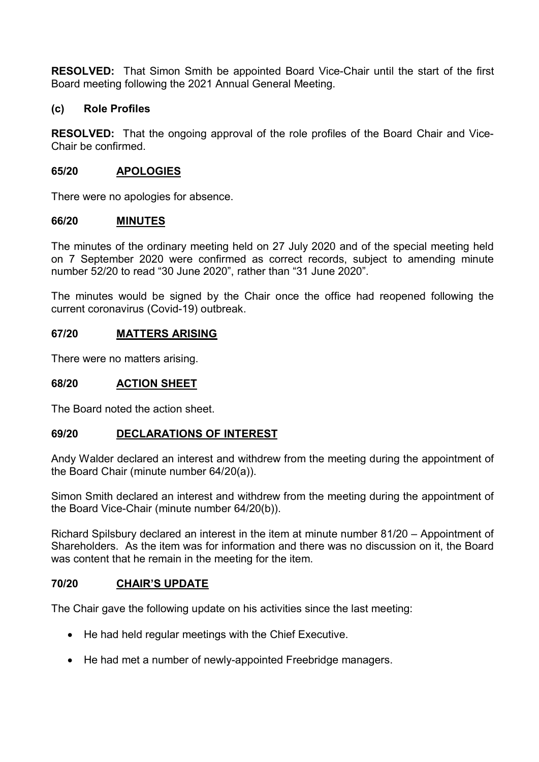**RESOLVED:** That Simon Smith be appointed Board Vice-Chair until the start of the first Board meeting following the 2021 Annual General Meeting.

### (c) Role Profiles

**RESOLVED:** That the ongoing approval of the role profiles of the Board Chair and Vice-Chair be confirmed.

## 65/20 APOLOGIES

There were no apologies for absence.

## 66/20 MINUTES

The minutes of the ordinary meeting held on 27 July 2020 and of the special meeting held on 7 September 2020 were confirmed as correct records, subject to amending minute number 52/20 to read "30 June 2020", rather than "31 June 2020".

The minutes would be signed by the Chair once the office had reopened following the current coronavirus (Covid-19) outbreak.

## 67/20 MATTERS ARISING

There were no matters arising.

## 68/20 ACTION SHEET

The Board noted the action sheet.

## 69/20 DECLARATIONS OF INTEREST

Andy Walder declared an interest and withdrew from the meeting during the appointment of the Board Chair (minute number 64/20(a)).

Simon Smith declared an interest and withdrew from the meeting during the appointment of the Board Vice-Chair (minute number 64/20(b)).

Richard Spilsbury declared an interest in the item at minute number 81/20 – Appointment of Shareholders. As the item was for information and there was no discussion on it, the Board was content that he remain in the meeting for the item.

## 70/20 CHAIR'S UPDATE

The Chair gave the following update on his activities since the last meeting:

- He had held regular meetings with the Chief Executive.
- He had met a number of newly-appointed Freebridge managers.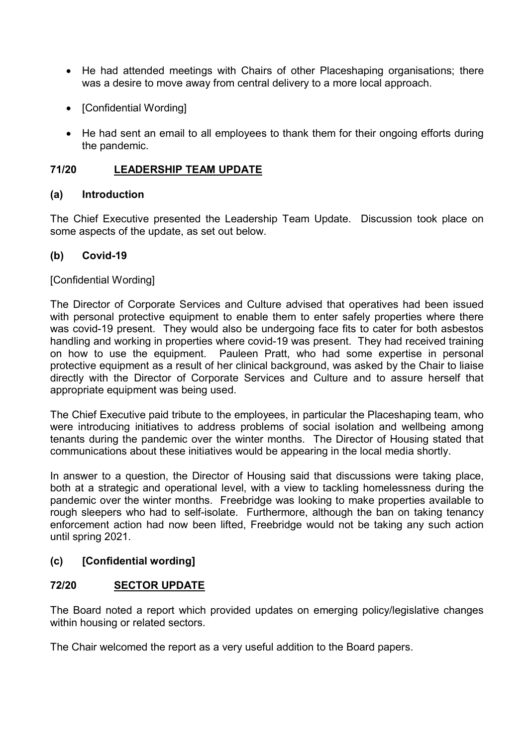- He had attended meetings with Chairs of other Placeshaping organisations; there was a desire to move away from central delivery to a more local approach.

- [Confidential Wording]

- He had sent an email to all employees to thank them for their ongoing efforts during the pandemic.

## 71/20 LEADERSHIP TEAM UPDATE

### (a) Introduction

The Chief Executive presented the Leadership Team Update. Discussion took place on some aspects of the update, as set out below.

### (b) Covid-19

[Confidential Wording]

The Director of Corporate Services and Culture advised that operatives had been issued with personal protective equipment to enable them to enter safely properties where there was covid-19 present. They would also be undergoing face fits to cater for both asbestos handling and working in properties where covid-19 was present. They had received training on how to use the equipment. Pauleen Pratt, who had some expertise in personal protective equipment as a result of her clinical background, was asked by the Chair to liaise directly with the Director of Corporate Services and Culture and to assure herself that appropriate equipment was being used.

The Chief Executive paid tribute to the employees, in particular the Placeshaping team, who were introducing initiatives to address problems of social isolation and wellbeing among tenants during the pandemic over the winter months. The Director of Housing stated that communications about these initiatives would be appearing in the local media shortly.

In answer to a question, the Director of Housing said that discussions were taking place, both at a strategic and operational level, with a view to tackling homelessness during the pandemic over the winter months. Freebridge was looking to make properties available to rough sleepers who had to self-isolate. Furthermore, although the ban on taking tenancy enforcement action had now been lifted, Freebridge would not be taking any such action until spring 2021.

### (c) [Confidential wording]

## 72/20 SECTOR UPDATE

The Board noted a report which provided updates on emerging policy/legislative changes within housing or related sectors.

The Chair welcomed the report as a very useful addition to the Board papers.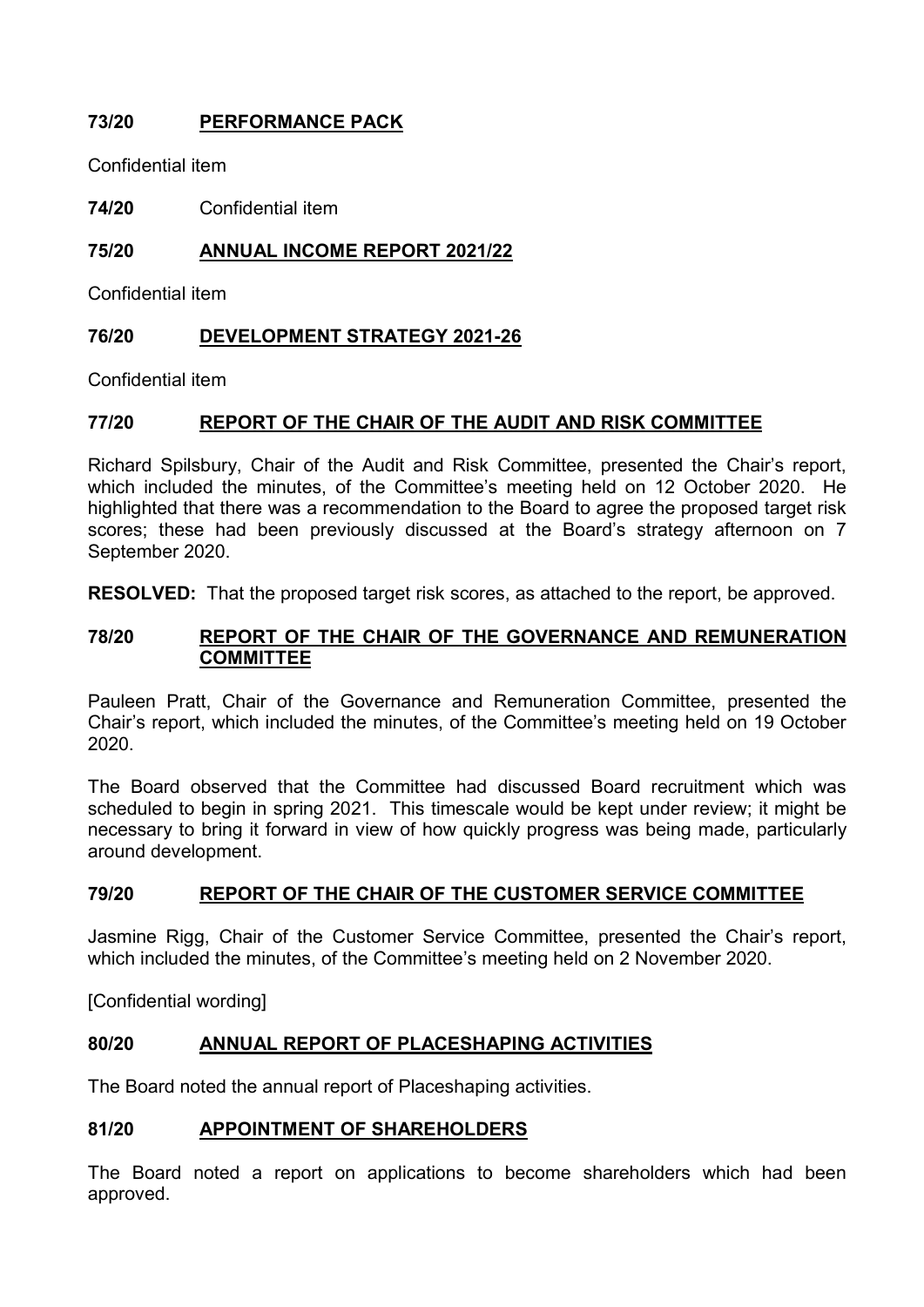## 73/20 PERFORMANCE PACK

Confidential item

**74/20** Confidential item

## 75/20 ANNUAL INCOME REPORT 2021/22

Confidential item

## 76/20 DEVELOPMENT STRATEGY 2021-26

Confidential item

## 77/20 REPORT OF THE CHAIR OF THE AUDIT AND RISK COMMITTEE

Richard Spilsbury, Chair of the Audit and Risk Committee, presented the Chair's report, which included the minutes, of the Committee's meeting held on 12 October 2020. He highlighted that there was a recommendation to the Board to agree the proposed target risk scores; these had been previously discussed at the Board's strategy afternoon on 7 September 2020.

**RESOLVED:** That the proposed target risk scores, as attached to the report, be approved.

## 78/20 REPORT OF THE CHAIR OF THE GOVERNANCE AND REMUNERATION COMMITTEE

Pauleen Pratt, Chair of the Governance and Remuneration Committee, presented the Chair's report, which included the minutes, of the Committee's meeting held on 19 October 2020.

The Board observed that the Committee had discussed Board recruitment which was scheduled to begin in spring 2021. This timescale would be kept under review; it might be necessary to bring it forward in view of how quickly progress was being made, particularly around development.

## 79/20 REPORT OF THE CHAIR OF THE CUSTOMER SERVICE COMMITTEE

Jasmine Rigg, Chair of the Customer Service Committee, presented the Chair's report, which included the minutes, of the Committee's meeting held on 2 November 2020.

[Confidential wording]

## 80/20 ANNUAL REPORT OF PLACESHAPING ACTIVITIES

The Board noted the annual report of Placeshaping activities.

## 81/20 APPOINTMENT OF SHAREHOLDERS

The Board noted a report on applications to become shareholders which had been approved.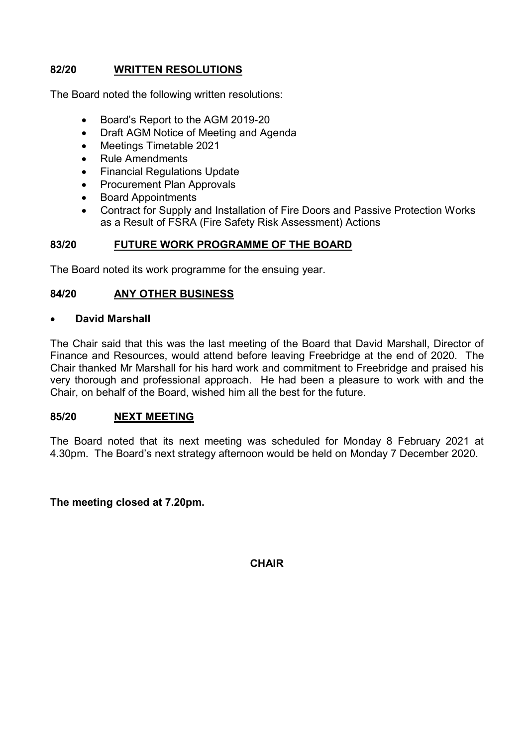## 82/20 WRITTEN RESOLUTIONS

The Board noted the following written resolutions:

- Board's Report to the AGM 2019-20
- Draft AGM Notice of Meeting and Agenda
- Meetings Timetable 2021
- Rule Amendments
- Financial Regulations Update
- Procurement Plan Approvals
- Board Appointments
- Contract for Supply and Installation of Fire Doors and Passive Protection Works as a Result of FSRA (Fire Safety Risk Assessment) Actions

## 83/20 FUTURE WORK PROGRAMME OF THE BOARD

The Board noted its work programme for the ensuing year.

## 84/20 ANY OTHER BUSINESS

- **David Marshall**

The Chair said that this was the last meeting of the Board that David Marshall, Director of Finance and Resources, would attend before leaving Freebridge at the end of 2020. The Chair thanked Mr Marshall for his hard work and commitment to Freebridge and praised his very thorough and professional approach. He had been a pleasure to work with and the Chair, on behalf of the Board, wished him all the best for the future.

## 85/20 NEXT MEETING

The Board noted that its next meeting was scheduled for Monday 8 February 2021 at 4.30pm. The Board's next strategy afternoon would be held on Monday 7 December 2020.

**The meeting closed at 7.20pm.**

**CHAIR**